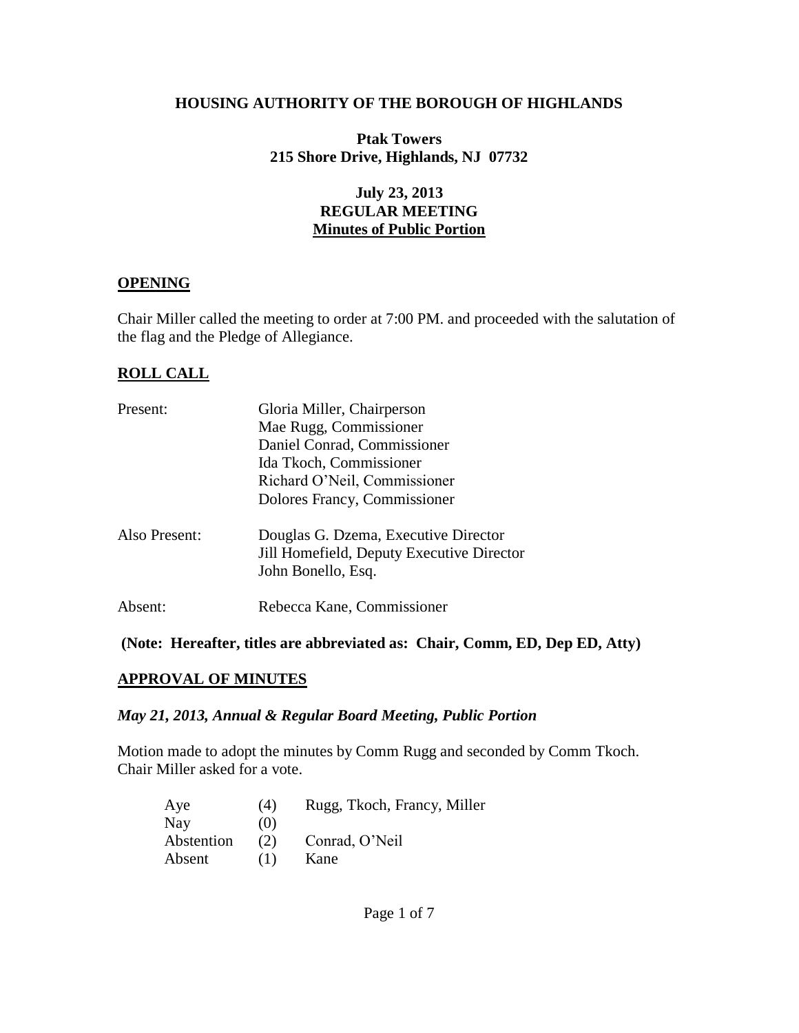**HOUSING AUTHORITY OF THE BOROUGH OF HIGHLANDS**

**Ptak Towers**
**215 Shore Drive, Highlands, NJ 07732**

**July 23, 2013**
**REGULAR MEETING**
**Minutes of Public Portion**

## OPENING

Chair Miller called the meeting to order at 7:00 PM. and proceeded with the salutation of the flag and the Pledge of Allegiance.

## ROLL CALL

| | |
|---|---|
| Present: | Gloria Miller, Chairperson |
| | Mae Rugg, Commissioner |
| | Daniel Conrad, Commissioner |
| | Ida Tkoch, Commissioner |
| | Richard O'Neil, Commissioner |
| | Dolores Francy, Commissioner |
| Also Present: | Douglas G. Dzema, Executive Director |
| | Jill Homefield, Deputy Executive Director |
| | John Bonello, Esq. |
| Absent: | Rebecca Kane, Commissioner |

**(Note: Hereafter, titles are abbreviated as: Chair, Comm, ED, Dep ED, Atty)**

## APPROVAL OF MINUTES

***May 21, 2013, Annual & Regular Board Meeting, Public Portion***

Motion made to adopt the minutes by Comm Rugg and seconded by Comm Tkoch. Chair Miller asked for a vote.

| | | |
|---|---|---|
| Aye | (4) | Rugg, Tkoch, Francy, Miller |
| Nay | (0) | |
| Abstention | (2) | Conrad, O'Neil |
| Absent | (1) | Kane |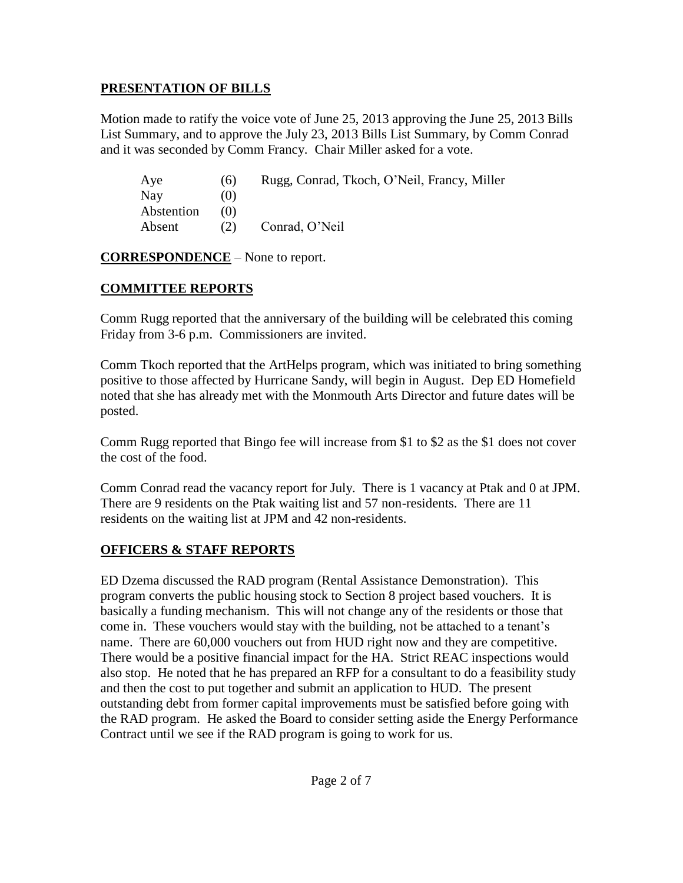## PRESENTATION OF BILLS

Motion made to ratify the voice vote of June 25, 2013 approving the June 25, 2013 Bills List Summary, and to approve the July 23, 2013 Bills List Summary, by Comm Conrad and it was seconded by Comm Francy. Chair Miller asked for a vote.

| | | |
|---|---|---|
| Aye | (6) | Rugg, Conrad, Tkoch, O'Neil, Francy, Miller |
| Nay | (0) | |
| Abstention | (0) | |
| Absent | (2) | Conrad, O'Neil |

**CORRESPONDENCE** – None to report.

## COMMITTEE REPORTS

Comm Rugg reported that the anniversary of the building will be celebrated this coming Friday from 3-6 p.m. Commissioners are invited.

Comm Tkoch reported that the ArtHelps program, which was initiated to bring something positive to those affected by Hurricane Sandy, will begin in August. Dep ED Homefield noted that she has already met with the Monmouth Arts Director and future dates will be posted.

Comm Rugg reported that Bingo fee will increase from $1 to $2 as the $1 does not cover the cost of the food.

Comm Conrad read the vacancy report for July. There is 1 vacancy at Ptak and 0 at JPM. There are 9 residents on the Ptak waiting list and 57 non-residents. There are 11 residents on the waiting list at JPM and 42 non-residents.

## OFFICERS & STAFF REPORTS

ED Dzema discussed the RAD program (Rental Assistance Demonstration). This program converts the public housing stock to Section 8 project based vouchers. It is basically a funding mechanism. This will not change any of the residents or those that come in. These vouchers would stay with the building, not be attached to a tenant's name. There are 60,000 vouchers out from HUD right now and they are competitive. There would be a positive financial impact for the HA. Strict REAC inspections would also stop. He noted that he has prepared an RFP for a consultant to do a feasibility study and then the cost to put together and submit an application to HUD. The present outstanding debt from former capital improvements must be satisfied before going with the RAD program. He asked the Board to consider setting aside the Energy Performance Contract until we see if the RAD program is going to work for us.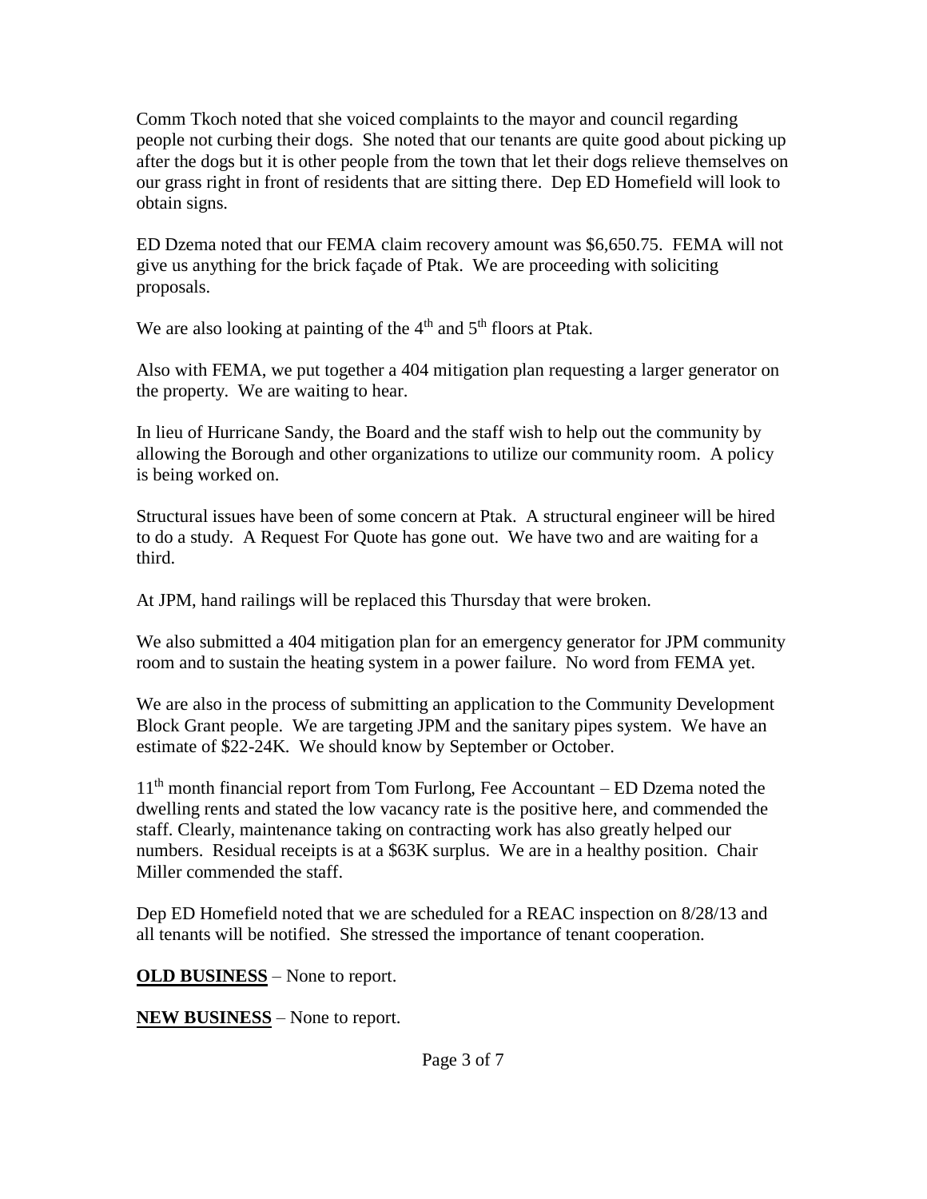Comm Tkoch noted that she voiced complaints to the mayor and council regarding people not curbing their dogs. She noted that our tenants are quite good about picking up after the dogs but it is other people from the town that let their dogs relieve themselves on our grass right in front of residents that are sitting there. Dep ED Homefield will look to obtain signs.

ED Dzema noted that our FEMA claim recovery amount was $6,650.75. FEMA will not give us anything for the brick façade of Ptak. We are proceeding with soliciting proposals.

We are also looking at painting of the 4th and 5th floors at Ptak.

Also with FEMA, we put together a 404 mitigation plan requesting a larger generator on the property. We are waiting to hear.

In lieu of Hurricane Sandy, the Board and the staff wish to help out the community by allowing the Borough and other organizations to utilize our community room. A policy is being worked on.

Structural issues have been of some concern at Ptak. A structural engineer will be hired to do a study. A Request For Quote has gone out. We have two and are waiting for a third.

At JPM, hand railings will be replaced this Thursday that were broken.

We also submitted a 404 mitigation plan for an emergency generator for JPM community room and to sustain the heating system in a power failure. No word from FEMA yet.

We are also in the process of submitting an application to the Community Development Block Grant people. We are targeting JPM and the sanitary pipes system. We have an estimate of $22-24K. We should know by September or October.

11th month financial report from Tom Furlong, Fee Accountant – ED Dzema noted the dwelling rents and stated the low vacancy rate is the positive here, and commended the staff. Clearly, maintenance taking on contracting work has also greatly helped our numbers. Residual receipts is at a $63K surplus. We are in a healthy position. Chair Miller commended the staff.

Dep ED Homefield noted that we are scheduled for a REAC inspection on 8/28/13 and all tenants will be notified. She stressed the importance of tenant cooperation.

**OLD BUSINESS** – None to report.

**NEW BUSINESS** – None to report.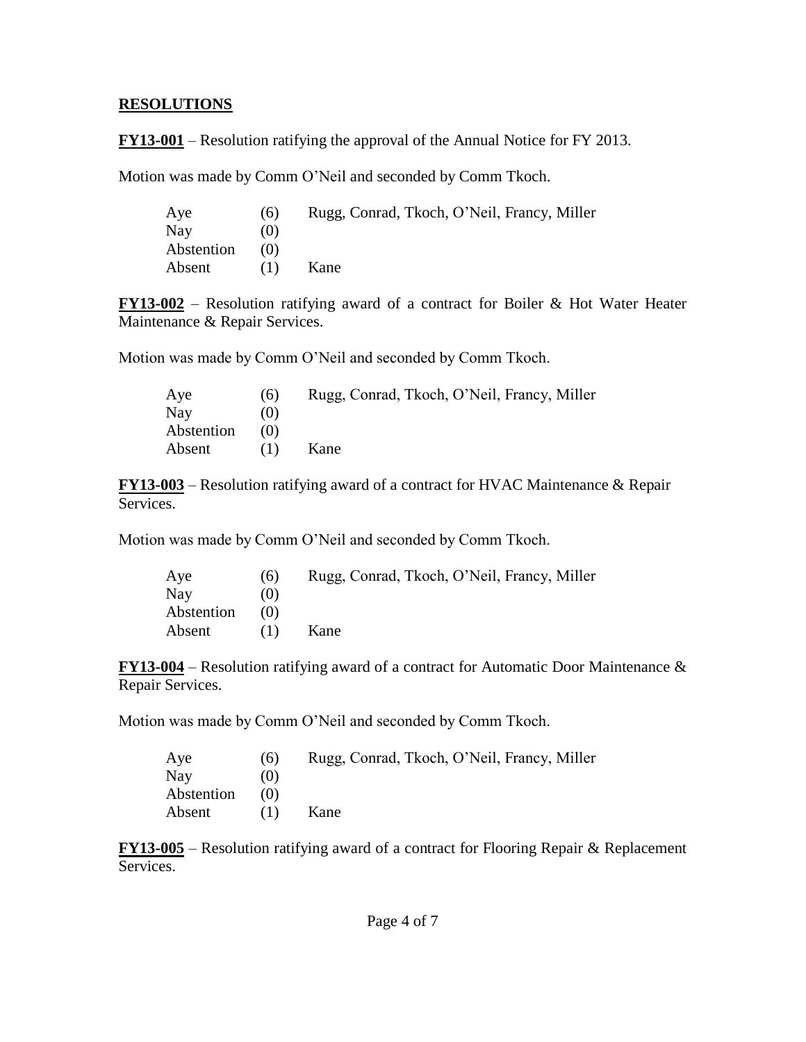**RESOLUTIONS**

**FY13-001** – Resolution ratifying the approval of the Annual Notice for FY 2013.

Motion was made by Comm O'Neil and seconded by Comm Tkoch.

| | | |
|---|---|---|
| Aye | (6) | Rugg, Conrad, Tkoch, O'Neil, Francy, Miller |
| Nay | (0) | |
| Abstention | (0) | |
| Absent | (1) | Kane |

**FY13-002** – Resolution ratifying award of a contract for Boiler & Hot Water Heater Maintenance & Repair Services.

Motion was made by Comm O'Neil and seconded by Comm Tkoch.

| | | |
|---|---|---|
| Aye | (6) | Rugg, Conrad, Tkoch, O'Neil, Francy, Miller |
| Nay | (0) | |
| Abstention | (0) | |
| Absent | (1) | Kane |

**FY13-003** – Resolution ratifying award of a contract for HVAC Maintenance & Repair Services.

Motion was made by Comm O'Neil and seconded by Comm Tkoch.

| | | |
|---|---|---|
| Aye | (6) | Rugg, Conrad, Tkoch, O'Neil, Francy, Miller |
| Nay | (0) | |
| Abstention | (0) | |
| Absent | (1) | Kane |

**FY13-004** – Resolution ratifying award of a contract for Automatic Door Maintenance & Repair Services.

Motion was made by Comm O'Neil and seconded by Comm Tkoch.

| | | |
|---|---|---|
| Aye | (6) | Rugg, Conrad, Tkoch, O'Neil, Francy, Miller |
| Nay | (0) | |
| Abstention | (0) | |
| Absent | (1) | Kane |

**FY13-005** – Resolution ratifying award of a contract for Flooring Repair & Replacement Services.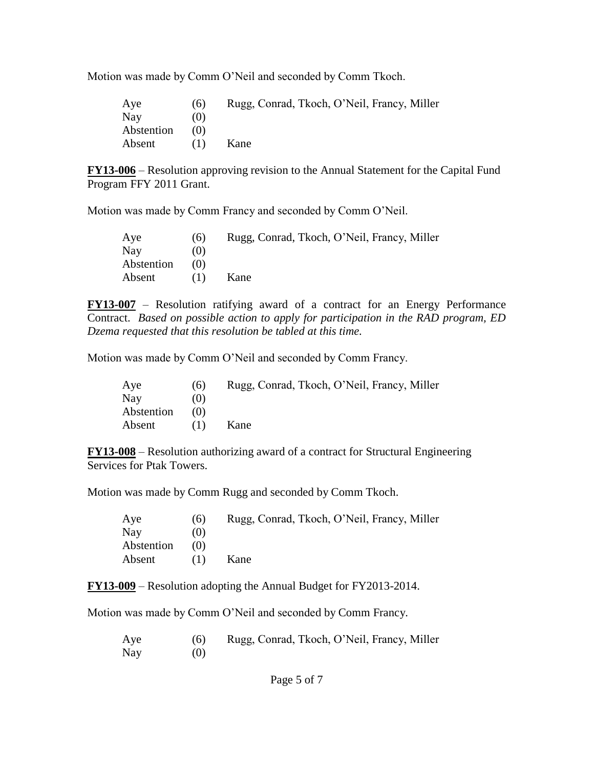Motion was made by Comm O'Neil and seconded by Comm Tkoch.

| | | |
|---|---|---|
| Aye | (6) | Rugg, Conrad, Tkoch, O'Neil, Francy, Miller |
| Nay | (0) | |
| Abstention | (0) | |
| Absent | (1) | Kane |

**FY13-006** – Resolution approving revision to the Annual Statement for the Capital Fund Program FFY 2011 Grant.

Motion was made by Comm Francy and seconded by Comm O'Neil.

| | | |
|---|---|---|
| Aye | (6) | Rugg, Conrad, Tkoch, O'Neil, Francy, Miller |
| Nay | (0) | |
| Abstention | (0) | |
| Absent | (1) | Kane |

**FY13-007** – Resolution ratifying award of a contract for an Energy Performance Contract. *Based on possible action to apply for participation in the RAD program, ED Dzema requested that this resolution be tabled at this time.*

Motion was made by Comm O'Neil and seconded by Comm Francy.

| | | |
|---|---|---|
| Aye | (6) | Rugg, Conrad, Tkoch, O'Neil, Francy, Miller |
| Nay | (0) | |
| Abstention | (0) | |
| Absent | (1) | Kane |

**FY13-008** – Resolution authorizing award of a contract for Structural Engineering Services for Ptak Towers.

Motion was made by Comm Rugg and seconded by Comm Tkoch.

| | | |
|---|---|---|
| Aye | (6) | Rugg, Conrad, Tkoch, O'Neil, Francy, Miller |
| Nay | (0) | |
| Abstention | (0) | |
| Absent | (1) | Kane |

**FY13-009** – Resolution adopting the Annual Budget for FY2013-2014.

Motion was made by Comm O'Neil and seconded by Comm Francy.

| | | |
|---|---|---|
| Aye | (6) | Rugg, Conrad, Tkoch, O'Neil, Francy, Miller |
| Nay | (0) | |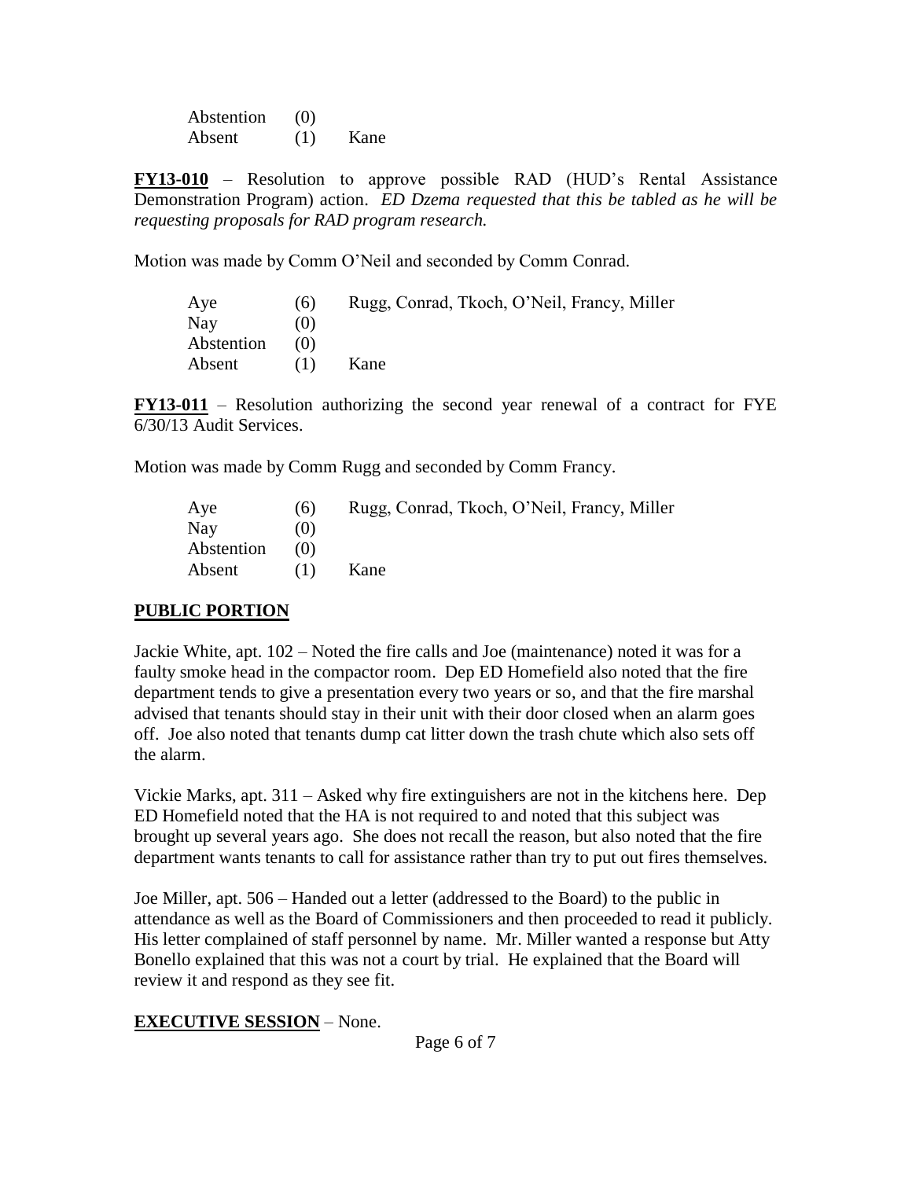| | | |
|---|---|---|
| Abstention | (0) | |
| Absent | (1) | Kane |

**FY13-010** – Resolution to approve possible RAD (HUD's Rental Assistance Demonstration Program) action. *ED Dzema requested that this be tabled as he will be requesting proposals for RAD program research.*

Motion was made by Comm O'Neil and seconded by Comm Conrad.

| | | |
|---|---|---|
| Aye | (6) | Rugg, Conrad, Tkoch, O'Neil, Francy, Miller |
| Nay | (0) | |
| Abstention | (0) | |
| Absent | (1) | Kane |

**FY13-011** – Resolution authorizing the second year renewal of a contract for FYE 6/30/13 Audit Services.

Motion was made by Comm Rugg and seconded by Comm Francy.

| | | |
|---|---|---|
| Aye | (6) | Rugg, Conrad, Tkoch, O'Neil, Francy, Miller |
| Nay | (0) | |
| Abstention | (0) | |
| Absent | (1) | Kane |

## PUBLIC PORTION

Jackie White, apt. 102 – Noted the fire calls and Joe (maintenance) noted it was for a faulty smoke head in the compactor room. Dep ED Homefield also noted that the fire department tends to give a presentation every two years or so, and that the fire marshal advised that tenants should stay in their unit with their door closed when an alarm goes off. Joe also noted that tenants dump cat litter down the trash chute which also sets off the alarm.

Vickie Marks, apt. 311 – Asked why fire extinguishers are not in the kitchens here. Dep ED Homefield noted that the HA is not required to and noted that this subject was brought up several years ago. She does not recall the reason, but also noted that the fire department wants tenants to call for assistance rather than try to put out fires themselves.

Joe Miller, apt. 506 – Handed out a letter (addressed to the Board) to the public in attendance as well as the Board of Commissioners and then proceeded to read it publicly. His letter complained of staff personnel by name. Mr. Miller wanted a response but Atty Bonello explained that this was not a court by trial. He explained that the Board will review it and respond as they see fit.

**EXECUTIVE SESSION** – None.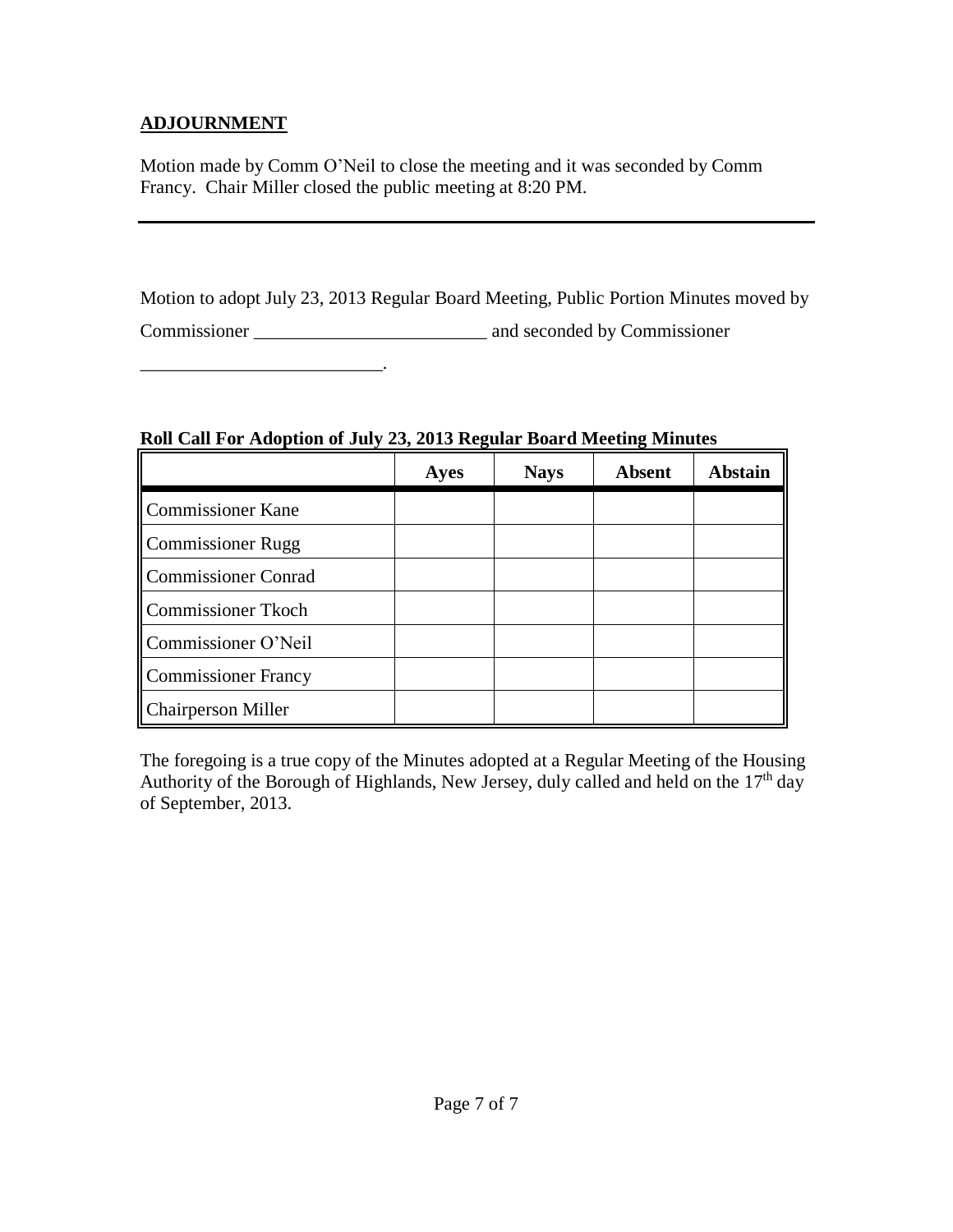## **ADJOURNMENT**

Motion made by Comm O'Neil to close the meeting and it was seconded by Comm Francy. Chair Miller closed the public meeting at 8:20 PM.

---

Motion to adopt July 23, 2013 Regular Board Meeting, Public Portion Minutes moved by

Commissioner _________________________ and seconded by Commissioner

__________________________.

**Roll Call For Adoption of July 23, 2013 Regular Board Meeting Minutes**

| | Ayes | Nays | Absent | Abstain |
|---|---|---|---|---|
| Commissioner Kane | | | | |
| Commissioner Rugg | | | | |
| Commissioner Conrad | | | | |
| Commissioner Tkoch | | | | |
| Commissioner O'Neil | | | | |
| Commissioner Francy | | | | |
| Chairperson Miller | | | | |

The foregoing is a true copy of the Minutes adopted at a Regular Meeting of the Housing Authority of the Borough of Highlands, New Jersey, duly called and held on the 17th day of September, 2013.